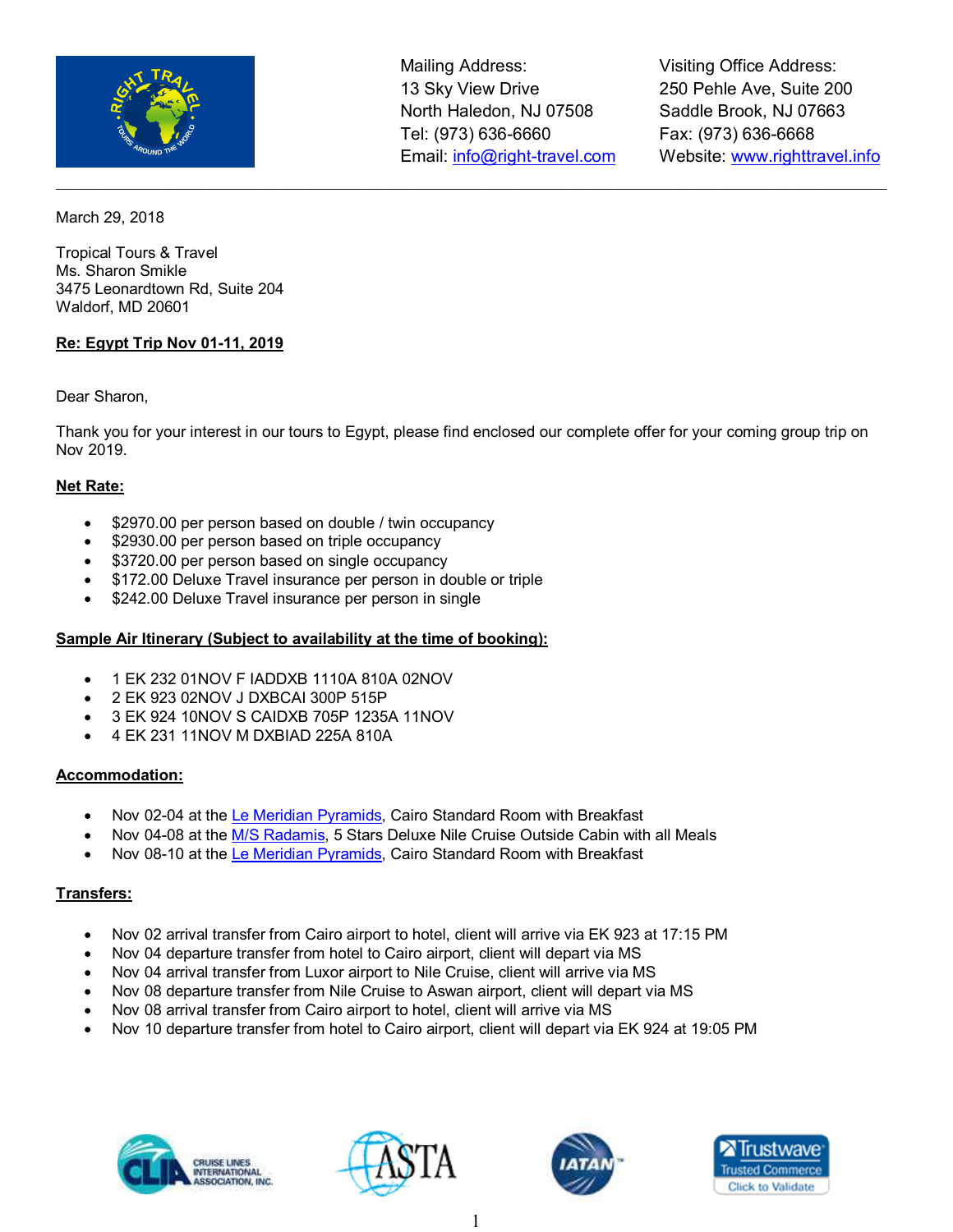Mailing Address:
13 Sky View Drive
North Haledon, NJ 07508
Tel: (973) 636-6660
Email: info@right-travel.com

Visiting Office Address:
250 Pehle Ave, Suite 200
Saddle Brook, NJ 07663
Fax: (973) 636-6668
Website: www.righttravel.info

---

March 29, 2018

Tropical Tours & Travel
Ms. Sharon Smikle
3475 Leonardtown Rd, Suite 204
Waldorf, MD 20601

**Re: Egypt Trip Nov 01-11, 2019**

Dear Sharon,

Thank you for your interest in our tours to Egypt, please find enclosed our complete offer for your coming group trip on Nov 2019.

**Net Rate:**

- $2970.00 per person based on double / twin occupancy
- $2930.00 per person based on triple occupancy
- $3720.00 per person based on single occupancy
- $172.00 Deluxe Travel insurance per person in double or triple
- $242.00 Deluxe Travel insurance per person in single

**Sample Air Itinerary (Subject to availability at the time of booking):**

- 1 EK 232 01NOV F IADDXB 1110A 810A 02NOV
- 2 EK 923 02NOV J DXBCAI 300P 515P
- 3 EK 924 10NOV S CAIDXB 705P 1235A 11NOV
- 4 EK 231 11NOV M DXBIAD 225A 810A

**Accommodation:**

- Nov 02-04 at the Le Meridian Pyramids, Cairo Standard Room with Breakfast
- Nov 04-08 at the M/S Radamis, 5 Stars Deluxe Nile Cruise Outside Cabin with all Meals
- Nov 08-10 at the Le Meridian Pyramids, Cairo Standard Room with Breakfast

**Transfers:**

- Nov 02 arrival transfer from Cairo airport to hotel, client will arrive via EK 923 at 17:15 PM
- Nov 04 departure transfer from hotel to Cairo airport, client will depart via MS
- Nov 04 arrival transfer from Luxor airport to Nile Cruise, client will arrive via MS
- Nov 08 departure transfer from Nile Cruise to Aswan airport, client will depart via MS
- Nov 08 arrival transfer from Cairo airport to hotel, client will arrive via MS
- Nov 10 departure transfer from hotel to Cairo airport, client will depart via EK 924 at 19:05 PM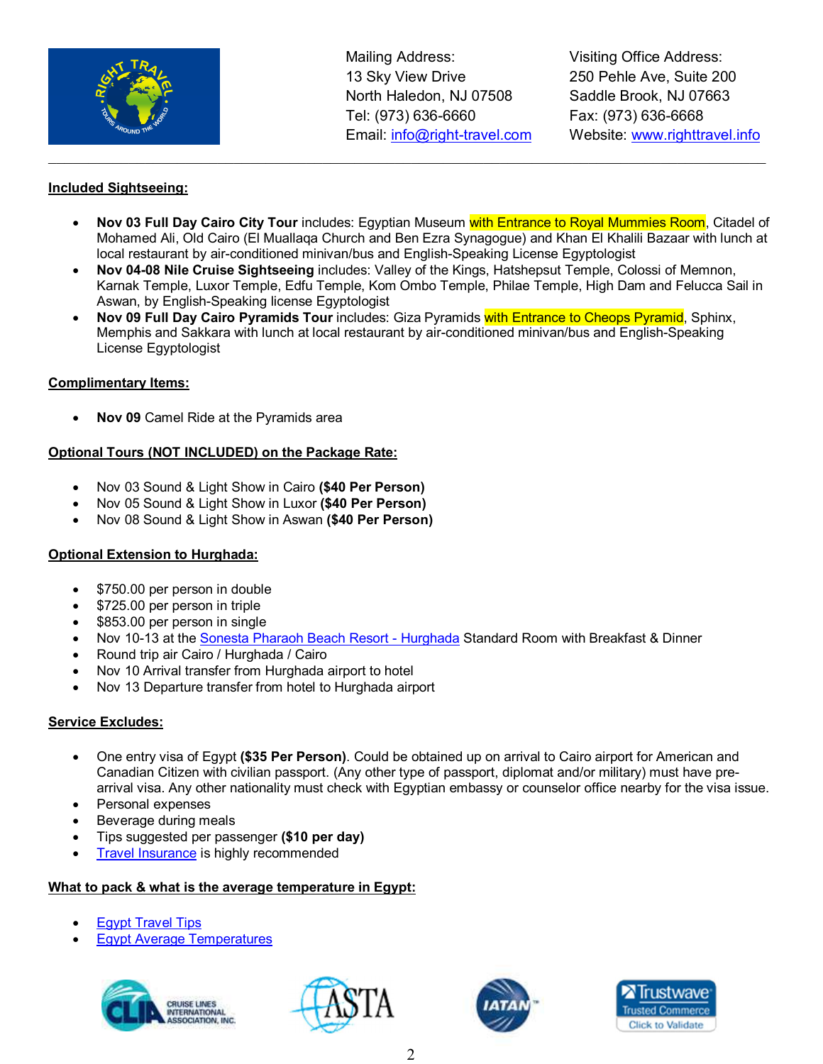Mailing Address:
13 Sky View Drive
North Haledon, NJ 07508
Tel: (973) 636-6660
Email: info@right-travel.com

Visiting Office Address:
250 Pehle Ave, Suite 200
Saddle Brook, NJ 07663
Fax: (973) 636-6668
Website: www.righttravel.info

---

**Included Sightseeing:**

- **Nov 03 Full Day Cairo City Tour** includes: Egyptian Museum with Entrance to Royal Mummies Room, Citadel of Mohamed Ali, Old Cairo (El Muallaqa Church and Ben Ezra Synagogue) and Khan El Khalili Bazaar with lunch at local restaurant by air-conditioned minivan/bus and English-Speaking License Egyptologist
- **Nov 04-08 Nile Cruise Sightseeing** includes: Valley of the Kings, Hatshepsut Temple, Colossi of Memnon, Karnak Temple, Luxor Temple, Edfu Temple, Kom Ombo Temple, Philae Temple, High Dam and Felucca Sail in Aswan, by English-Speaking license Egyptologist
- **Nov 09 Full Day Cairo Pyramids Tour** includes: Giza Pyramids with Entrance to Cheops Pyramid, Sphinx, Memphis and Sakkara with lunch at local restaurant by air-conditioned minivan/bus and English-Speaking License Egyptologist

**Complimentary Items:**

- **Nov 09** Camel Ride at the Pyramids area

**Optional Tours (NOT INCLUDED) on the Package Rate:**

- Nov 03 Sound & Light Show in Cairo **($40 Per Person)**
- Nov 05 Sound & Light Show in Luxor **($40 Per Person)**
- Nov 08 Sound & Light Show in Aswan **($40 Per Person)**

**Optional Extension to Hurghada:**

- $750.00 per person in double
- $725.00 per person in triple
- $853.00 per person in single
- Nov 10-13 at the Sonesta Pharaoh Beach Resort - Hurghada Standard Room with Breakfast & Dinner
- Round trip air Cairo / Hurghada / Cairo
- Nov 10 Arrival transfer from Hurghada airport to hotel
- Nov 13 Departure transfer from hotel to Hurghada airport

**Service Excludes:**

- One entry visa of Egypt **($35 Per Person)**. Could be obtained up on arrival to Cairo airport for American and Canadian Citizen with civilian passport. (Any other type of passport, diplomat and/or military) must have pre-arrival visa. Any other nationality must check with Egyptian embassy or counselor office nearby for the visa issue.
- Personal expenses
- Beverage during meals
- Tips suggested per passenger **($10 per day)**
- Travel Insurance is highly recommended

**What to pack & what is the average temperature in Egypt:**

- Egypt Travel Tips
- Egypt Average Temperatures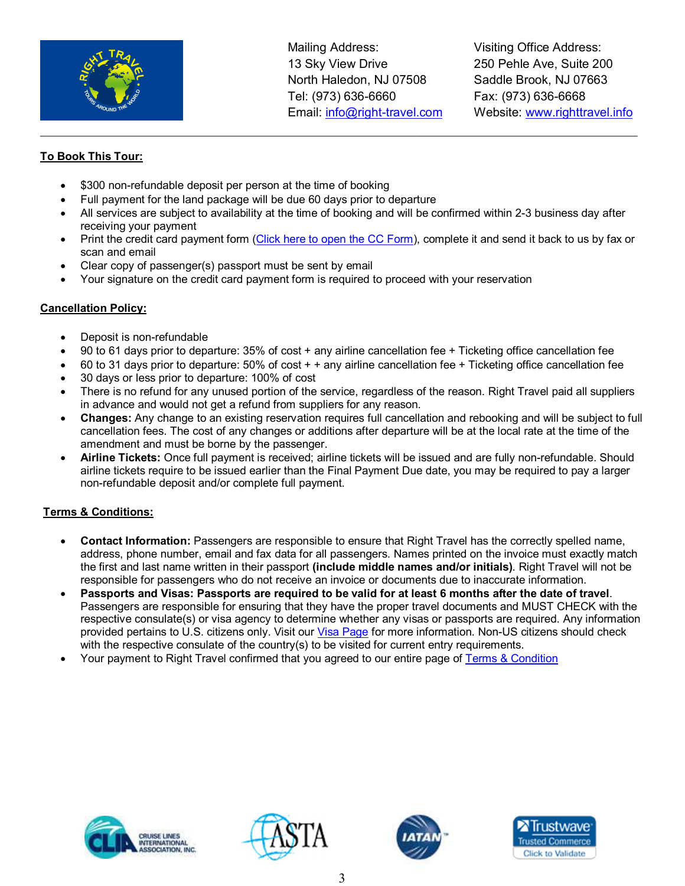Mailing Address:
13 Sky View Drive
North Haledon, NJ 07508
Tel: (973) 636-6660
Email: info@right-travel.com

Visiting Office Address:
250 Pehle Ave, Suite 200
Saddle Brook, NJ 07663
Fax: (973) 636-6668
Website: www.righttravel.info

---

**To Book This Tour:**

- $300 non-refundable deposit per person at the time of booking
- Full payment for the land package will be due 60 days prior to departure
- All services are subject to availability at the time of booking and will be confirmed within 2-3 business day after receiving your payment
- Print the credit card payment form (Click here to open the CC Form), complete it and send it back to us by fax or scan and email
- Clear copy of passenger(s) passport must be sent by email
- Your signature on the credit card payment form is required to proceed with your reservation

**Cancellation Policy:**

- Deposit is non-refundable
- 90 to 61 days prior to departure: 35% of cost + any airline cancellation fee + Ticketing office cancellation fee
- 60 to 31 days prior to departure: 50% of cost + + any airline cancellation fee + Ticketing office cancellation fee
- 30 days or less prior to departure: 100% of cost
- There is no refund for any unused portion of the service, regardless of the reason. Right Travel paid all suppliers in advance and would not get a refund from suppliers for any reason.
- **Changes:** Any change to an existing reservation requires full cancellation and rebooking and will be subject to full cancellation fees. The cost of any changes or additions after departure will be at the local rate at the time of the amendment and must be borne by the passenger.
- **Airline Tickets:** Once full payment is received; airline tickets will be issued and are fully non-refundable. Should airline tickets require to be issued earlier than the Final Payment Due date, you may be required to pay a larger non-refundable deposit and/or complete full payment.

**Terms & Conditions:**

- **Contact Information:** Passengers are responsible to ensure that Right Travel has the correctly spelled name, address, phone number, email and fax data for all passengers. Names printed on the invoice must exactly match the first and last name written in their passport **(include middle names and/or initials)**. Right Travel will not be responsible for passengers who do not receive an invoice or documents due to inaccurate information.
- **Passports and Visas: Passports are required to be valid for at least 6 months after the date of travel**. Passengers are responsible for ensuring that they have the proper travel documents and MUST CHECK with the respective consulate(s) or visa agency to determine whether any visas or passports are required. Any information provided pertains to U.S. citizens only. Visit our Visa Page for more information. Non-US citizens should check with the respective consulate of the country(s) to be visited for current entry requirements.
- Your payment to Right Travel confirmed that you agreed to our entire page of Terms & Condition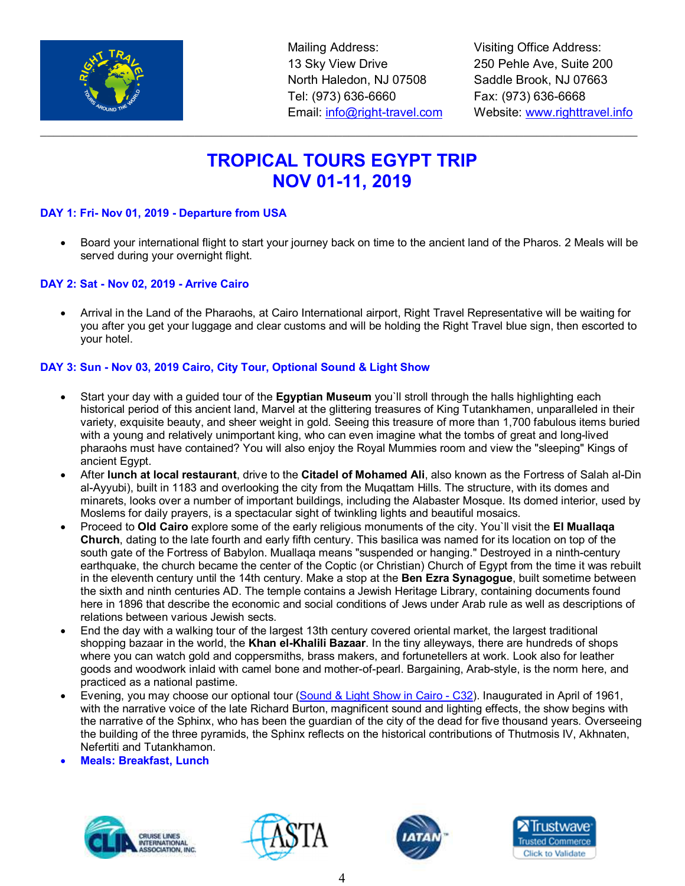Mailing Address:
13 Sky View Drive
North Haledon, NJ 07508
Tel: (973) 636-6660
Email: info@right-travel.com

Visiting Office Address:
250 Pehle Ave, Suite 200
Saddle Brook, NJ 07663
Fax: (973) 636-6668
Website: www.righttravel.info

# TROPICAL TOURS EGYPT TRIP
# NOV 01-11, 2019

### DAY 1: Fri- Nov 01, 2019 - Departure from USA

- Board your international flight to start your journey back on time to the ancient land of the Pharos. 2 Meals will be served during your overnight flight.

### DAY 2: Sat - Nov 02, 2019 - Arrive Cairo

- Arrival in the Land of the Pharaohs, at Cairo International airport, Right Travel Representative will be waiting for you after you get your luggage and clear customs and will be holding the Right Travel blue sign, then escorted to your hotel.

### DAY 3: Sun - Nov 03, 2019 Cairo, City Tour, Optional Sound & Light Show

- Start your day with a guided tour of the **Egyptian Museum** you`ll stroll through the halls highlighting each historical period of this ancient land, Marvel at the glittering treasures of King Tutankhamen, unparalleled in their variety, exquisite beauty, and sheer weight in gold. Seeing this treasure of more than 1,700 fabulous items buried with a young and relatively unimportant king, who can even imagine what the tombs of great and long-lived pharaohs must have contained? You will also enjoy the Royal Mummies room and view the "sleeping" Kings of ancient Egypt.
- After **lunch at local restaurant**, drive to the **Citadel of Mohamed Ali**, also known as the Fortress of Salah al-Din al-Ayyubi), built in 1183 and overlooking the city from the Muqattam Hills. The structure, with its domes and minarets, looks over a number of important buildings, including the Alabaster Mosque. Its domed interior, used by Moslems for daily prayers, is a spectacular sight of twinkling lights and beautiful mosaics.
- Proceed to **Old Cairo** explore some of the early religious monuments of the city. You`ll visit the **El Muallaqa Church**, dating to the late fourth and early fifth century. This basilica was named for its location on top of the south gate of the Fortress of Babylon. Muallaqa means "suspended or hanging." Destroyed in a ninth-century earthquake, the church became the center of the Coptic (or Christian) Church of Egypt from the time it was rebuilt in the eleventh century until the 14th century. Make a stop at the **Ben Ezra Synagogue**, built sometime between the sixth and ninth centuries AD. The temple contains a Jewish Heritage Library, containing documents found here in 1896 that describe the economic and social conditions of Jews under Arab rule as well as descriptions of relations between various Jewish sects.
- End the day with a walking tour of the largest 13th century covered oriental market, the largest traditional shopping bazaar in the world, the **Khan el-Khalili Bazaar**. In the tiny alleyways, there are hundreds of shops where you can watch gold and coppersmiths, brass makers, and fortunetellers at work. Look also for leather goods and woodwork inlaid with camel bone and mother-of-pearl. Bargaining, Arab-style, is the norm here, and practiced as a national pastime.
- Evening, you may choose our optional tour (Sound & Light Show in Cairo - C32). Inaugurated in April of 1961, with the narrative voice of the late Richard Burton, magnificent sound and lighting effects, the show begins with the narrative of the Sphinx, who has been the guardian of the city of the dead for five thousand years. Overseeing the building of the three pyramids, the Sphinx reflects on the historical contributions of Thutmosis IV, Akhnaten, Nefertiti and Tutankhamon.
- **Meals: Breakfast, Lunch**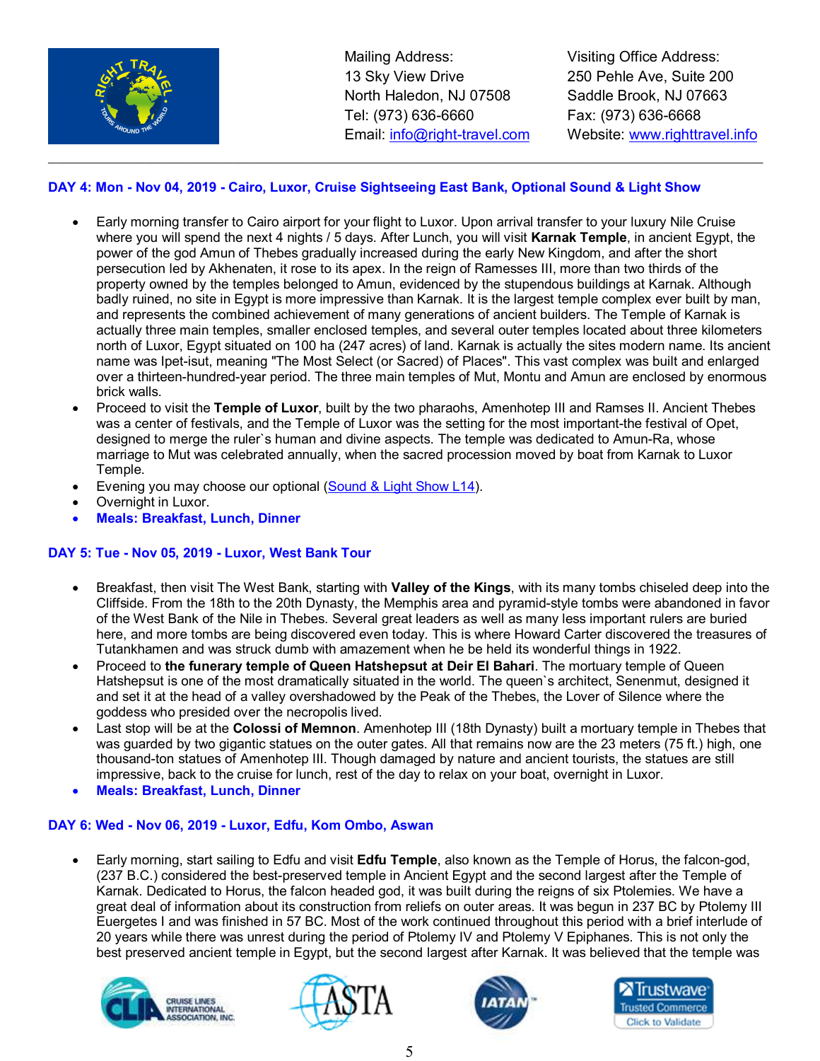Mailing Address:
13 Sky View Drive
North Haledon, NJ 07508
Tel: (973) 636-6660
Email: info@right-travel.com

Visiting Office Address:
250 Pehle Ave, Suite 200
Saddle Brook, NJ 07663
Fax: (973) 636-6668
Website: www.righttravel.info

---

### DAY 4: Mon - Nov 04, 2019 - Cairo, Luxor, Cruise Sightseeing East Bank, Optional Sound & Light Show

- Early morning transfer to Cairo airport for your flight to Luxor. Upon arrival transfer to your luxury Nile Cruise where you will spend the next 4 nights / 5 days. After Lunch, you will visit **Karnak Temple**, in ancient Egypt, the power of the god Amun of Thebes gradually increased during the early New Kingdom, and after the short persecution led by Akhenaten, it rose to its apex. In the reign of Ramesses III, more than two thirds of the property owned by the temples belonged to Amun, evidenced by the stupendous buildings at Karnak. Although badly ruined, no site in Egypt is more impressive than Karnak. It is the largest temple complex ever built by man, and represents the combined achievement of many generations of ancient builders. The Temple of Karnak is actually three main temples, smaller enclosed temples, and several outer temples located about three kilometers north of Luxor, Egypt situated on 100 ha (247 acres) of land. Karnak is actually the sites modern name. Its ancient name was Ipet-isut, meaning "The Most Select (or Sacred) of Places". This vast complex was built and enlarged over a thirteen-hundred-year period. The three main temples of Mut, Montu and Amun are enclosed by enormous brick walls.
- Proceed to visit the **Temple of Luxor**, built by the two pharaohs, Amenhotep III and Ramses II. Ancient Thebes was a center of festivals, and the Temple of Luxor was the setting for the most important-the festival of Opet, designed to merge the ruler`s human and divine aspects. The temple was dedicated to Amun-Ra, whose marriage to Mut was celebrated annually, when the sacred procession moved by boat from Karnak to Luxor Temple.
- Evening you may choose our optional (Sound & Light Show L14).
- Overnight in Luxor.
- **Meals: Breakfast, Lunch, Dinner**

### DAY 5: Tue - Nov 05, 2019 - Luxor, West Bank Tour

- Breakfast, then visit The West Bank, starting with **Valley of the Kings**, with its many tombs chiseled deep into the Cliffside. From the 18th to the 20th Dynasty, the Memphis area and pyramid-style tombs were abandoned in favor of the West Bank of the Nile in Thebes. Several great leaders as well as many less important rulers are buried here, and more tombs are being discovered even today. This is where Howard Carter discovered the treasures of Tutankhamen and was struck dumb with amazement when he be held its wonderful things in 1922.
- Proceed to **the funerary temple of Queen Hatshepsut at Deir El Bahari**. The mortuary temple of Queen Hatshepsut is one of the most dramatically situated in the world. The queen`s architect, Senenmut, designed it and set it at the head of a valley overshadowed by the Peak of the Thebes, the Lover of Silence where the goddess who presided over the necropolis lived.
- Last stop will be at the **Colossi of Memnon**. Amenhotep III (18th Dynasty) built a mortuary temple in Thebes that was guarded by two gigantic statues on the outer gates. All that remains now are the 23 meters (75 ft.) high, one thousand-ton statues of Amenhotep III. Though damaged by nature and ancient tourists, the statues are still impressive, back to the cruise for lunch, rest of the day to relax on your boat, overnight in Luxor.
- **Meals: Breakfast, Lunch, Dinner**

### DAY 6: Wed - Nov 06, 2019 - Luxor, Edfu, Kom Ombo, Aswan

- Early morning, start sailing to Edfu and visit **Edfu Temple**, also known as the Temple of Horus, the falcon-god, (237 B.C.) considered the best-preserved temple in Ancient Egypt and the second largest after the Temple of Karnak. Dedicated to Horus, the falcon headed god, it was built during the reigns of six Ptolemies. We have a great deal of information about its construction from reliefs on outer areas. It was begun in 237 BC by Ptolemy III Euergetes I and was finished in 57 BC. Most of the work continued throughout this period with a brief interlude of 20 years while there was unrest during the period of Ptolemy IV and Ptolemy V Epiphanes. This is not only the best preserved ancient temple in Egypt, but the second largest after Karnak. It was believed that the temple was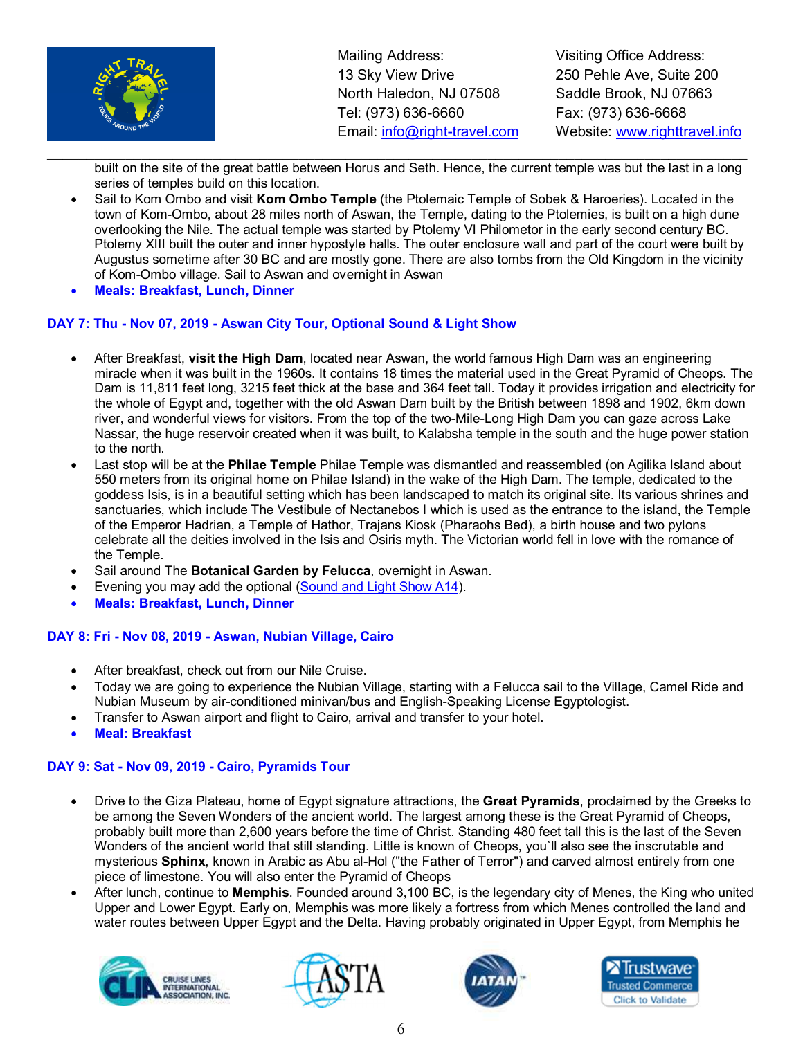built on the site of the great battle between Horus and Seth. Hence, the current temple was but the last in a long series of temples build on this location.

- Sail to Kom Ombo and visit **Kom Ombo Temple** (the Ptolemaic Temple of Sobek & Haroeries). Located in the town of Kom-Ombo, about 28 miles north of Aswan, the Temple, dating to the Ptolemies, is built on a high dune overlooking the Nile. The actual temple was started by Ptolemy VI Philometor in the early second century BC. Ptolemy XIII built the outer and inner hypostyle halls. The outer enclosure wall and part of the court were built by Augustus sometime after 30 BC and are mostly gone. There are also tombs from the Old Kingdom in the vicinity of Kom-Ombo village. Sail to Aswan and overnight in Aswan
- **Meals: Breakfast, Lunch, Dinner**

### DAY 7: Thu - Nov 07, 2019 - Aswan City Tour, Optional Sound & Light Show

- After Breakfast, **visit the High Dam**, located near Aswan, the world famous High Dam was an engineering miracle when it was built in the 1960s. It contains 18 times the material used in the Great Pyramid of Cheops. The Dam is 11,811 feet long, 3215 feet thick at the base and 364 feet tall. Today it provides irrigation and electricity for the whole of Egypt and, together with the old Aswan Dam built by the British between 1898 and 1902, 6km down river, and wonderful views for visitors. From the top of the two-Mile-Long High Dam you can gaze across Lake Nassar, the huge reservoir created when it was built, to Kalabsha temple in the south and the huge power station to the north.
- Last stop will be at the **Philae Temple** Philae Temple was dismantled and reassembled (on Agilika Island about 550 meters from its original home on Philae Island) in the wake of the High Dam. The temple, dedicated to the goddess Isis, is in a beautiful setting which has been landscaped to match its original site. Its various shrines and sanctuaries, which include The Vestibule of Nectanebos I which is used as the entrance to the island, the Temple of the Emperor Hadrian, a Temple of Hathor, Trajans Kiosk (Pharaohs Bed), a birth house and two pylons celebrate all the deities involved in the Isis and Osiris myth. The Victorian world fell in love with the romance of the Temple.
- Sail around The **Botanical Garden by Felucca**, overnight in Aswan.
- Evening you may add the optional (Sound and Light Show A14).
- **Meals: Breakfast, Lunch, Dinner**

### DAY 8: Fri - Nov 08, 2019 - Aswan, Nubian Village, Cairo

- After breakfast, check out from our Nile Cruise.
- Today we are going to experience the Nubian Village, starting with a Felucca sail to the Village, Camel Ride and Nubian Museum by air-conditioned minivan/bus and English-Speaking License Egyptologist.
- Transfer to Aswan airport and flight to Cairo, arrival and transfer to your hotel.
- **Meal: Breakfast**

### DAY 9: Sat - Nov 09, 2019 - Cairo, Pyramids Tour

- Drive to the Giza Plateau, home of Egypt signature attractions, the **Great Pyramids**, proclaimed by the Greeks to be among the Seven Wonders of the ancient world. The largest among these is the Great Pyramid of Cheops, probably built more than 2,600 years before the time of Christ. Standing 480 feet tall this is the last of the Seven Wonders of the ancient world that still standing. Little is known of Cheops, you`ll also see the inscrutable and mysterious **Sphinx**, known in Arabic as Abu al-Hol ("the Father of Terror") and carved almost entirely from one piece of limestone. You will also enter the Pyramid of Cheops
- After lunch, continue to **Memphis**. Founded around 3,100 BC, is the legendary city of Menes, the King who united Upper and Lower Egypt. Early on, Memphis was more likely a fortress from which Menes controlled the land and water routes between Upper Egypt and the Delta. Having probably originated in Upper Egypt, from Memphis he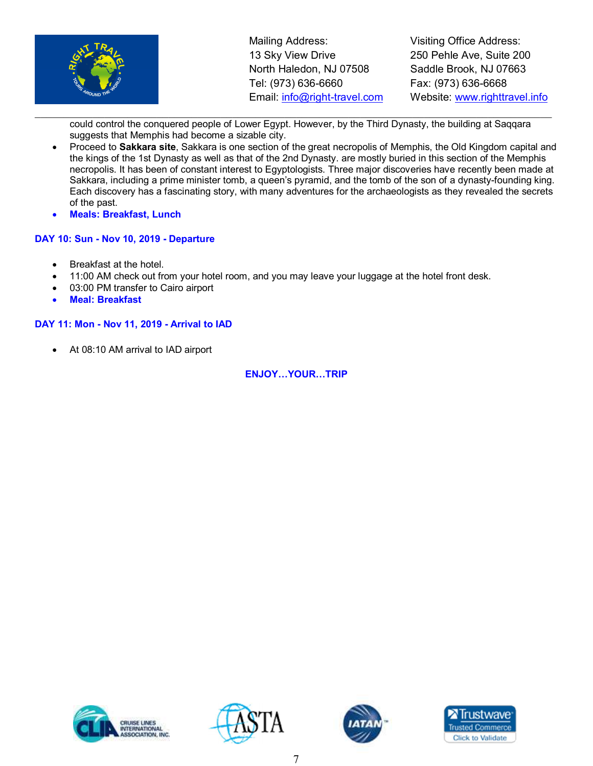could control the conquered people of Lower Egypt. However, by the Third Dynasty, the building at Saqqara suggests that Memphis had become a sizable city.

- Proceed to **Sakkara site**, Sakkara is one section of the great necropolis of Memphis, the Old Kingdom capital and the kings of the 1st Dynasty as well as that of the 2nd Dynasty. are mostly buried in this section of the Memphis necropolis. It has been of constant interest to Egyptologists. Three major discoveries have recently been made at Sakkara, including a prime minister tomb, a queen's pyramid, and the tomb of the son of a dynasty-founding king. Each discovery has a fascinating story, with many adventures for the archaeologists as they revealed the secrets of the past.
- **Meals: Breakfast, Lunch**

**DAY 10: Sun - Nov 10, 2019 - Departure**

- Breakfast at the hotel.
- 11:00 AM check out from your hotel room, and you may leave your luggage at the hotel front desk.
- 03:00 PM transfer to Cairo airport
- **Meal: Breakfast**

**DAY 11: Mon - Nov 11, 2019 - Arrival to IAD**

- At 08:10 AM arrival to IAD airport

**ENJOY…YOUR…TRIP**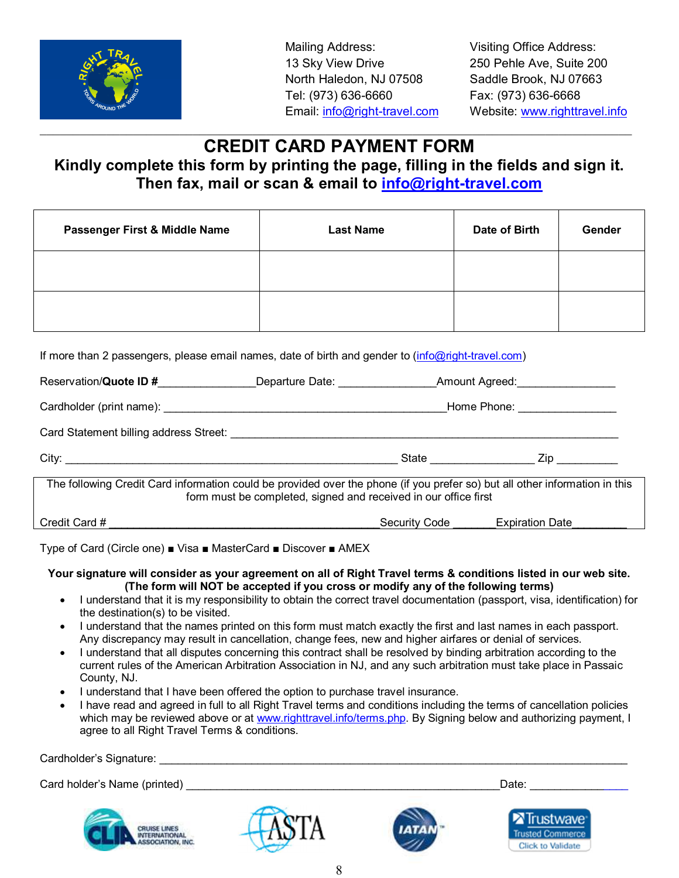Mailing Address:
13 Sky View Drive
North Haledon, NJ 07508
Tel: (973) 636-6660
Email: info@right-travel.com

Visiting Office Address:
250 Pehle Ave, Suite 200
Saddle Brook, NJ 07663
Fax: (973) 636-6668
Website: www.righttravel.info

# CREDIT CARD PAYMENT FORM

## Kindly complete this form by printing the page, filling in the fields and sign it. Then fax, mail or scan & email to info@right-travel.com

| Passenger First & Middle Name | Last Name | Date of Birth | Gender |
|---|---|---|---|
| | | | |
| | | | |

If more than 2 passengers, please email names, date of birth and gender to (info@right-travel.com)

Reservation/**Quote ID #**_______________Departure Date: _______________Amount Agreed:_______________

Cardholder (print name): ____________________________________________Home Phone: _______________

Card Statement billing address Street: ____________________________________________________________

City: ___________________________________________________ State ________________ Zip __________

The following Credit Card information could be provided over the phone (if you prefer so) but all other information in this form must be completed, signed and received in our office first

Credit Card # __________________________________________Security Code _______Expiration Date_________

Type of Card (Circle one) ■ Visa ■ MasterCard ■ Discover ■ AMEX

**Your signature will consider as your agreement on all of Right Travel terms & conditions listed in our web site. (The form will NOT be accepted if you cross or modify any of the following terms)**

- I understand that it is my responsibility to obtain the correct travel documentation (passport, visa, identification) for the destination(s) to be visited.
- I understand that the names printed on this form must match exactly the first and last names in each passport. Any discrepancy may result in cancellation, change fees, new and higher airfares or denial of services.
- I understand that all disputes concerning this contract shall be resolved by binding arbitration according to the current rules of the American Arbitration Association in NJ, and any such arbitration must take place in Passaic County, NJ.
- I understand that I have been offered the option to purchase travel insurance.
- I have read and agreed in full to all Right Travel terms and conditions including the terms of cancellation policies which may be reviewed above or at www.righttravel.info/terms.php. By Signing below and authorizing payment, I agree to all Right Travel Terms & conditions.

Cardholder's Signature: ________________________________________________________________________

Card holder's Name (printed) __________________________________________________Date: _______________